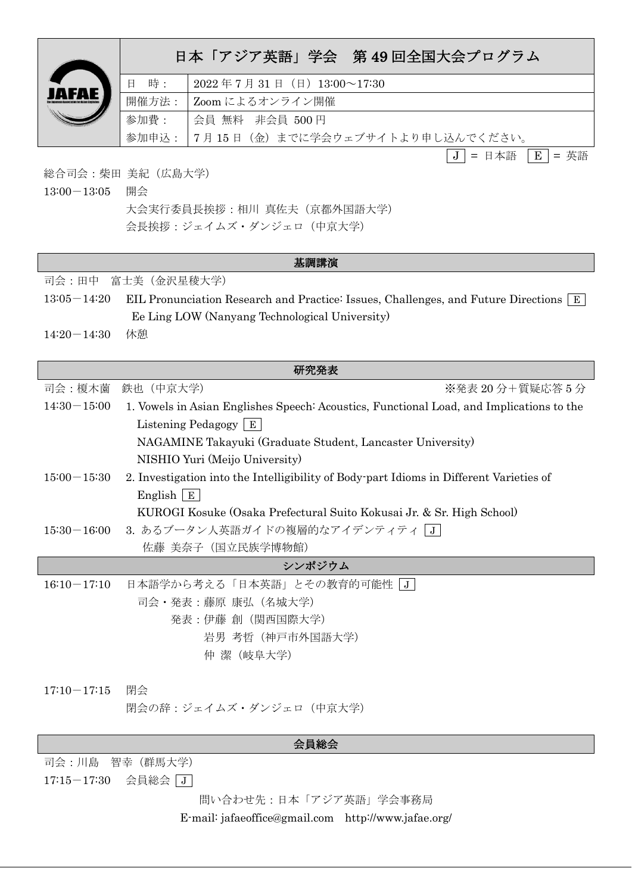# 日本「アジア英語」学会　第 49 回全国大会プログラム

| | |
|---|---|
| 日　時： | 2022 年 7 月 31 日（日）13:00～17:30 |
| 開催方法： | Zoom によるオンライン開催 |
| 参加費： | 会員 無料　非会員 500 円 |
| 参加申込： | 7 月 15 日（金）までに学会ウェブサイトより申し込んでください。 |

J = 日本語　E = 英語

総合司会：柴田 美紀（広島大学）

13:00－13:05　開会

大会実行委員長挨拶：相川 真佐夫（京都外国語大学）

会長挨拶：ジェイムズ・ダンジェロ（中京大学）

## 基調講演

司会：田中　富士美（金沢星稜大学）

13:05－14:20　EIL Pronunciation Research and Practice: Issues, Challenges, and Future Directions E

Ee Ling LOW (Nanyang Technological University)

14:20－14:30　休憩

## 研究発表

司会：榎木薗　鉄也（中京大学）　※発表 20 分＋質疑応答 5 分

14:30－15:00　1. Vowels in Asian Englishes Speech: Acoustics, Functional Load, and Implications to the Listening Pedagogy E

NAGAMINE Takayuki (Graduate Student, Lancaster University)

NISHIO Yuri (Meijo University)

15:00－15:30　2. Investigation into the Intelligibility of Body-part Idioms in Different Varieties of English E

KUROGI Kosuke (Osaka Prefectural Suito Kokusai Jr. & Sr. High School)

15:30－16:00　3. あるブータン人英語ガイドの複層的なアイデンティティ J

佐藤 美奈子（国立民族学博物館）

## シンポジウム

16:10－17:10　日本語学から考える「日本英語」とその教育的可能性 J

司会・発表：藤原 康弘（名城大学）

発表：伊藤 創（関西国際大学）

岩男 考哲（神戸市外国語大学）

仲 潔（岐阜大学）

17:10－17:15　閉会

閉会の辞：ジェイムズ・ダンジェロ（中京大学）

## 会員総会

司会：川島　智幸（群馬大学）

17:15－17:30　会員総会 J

問い合わせ先：日本「アジア英語」学会事務局

E-mail: jafaeoffice@gmail.com　http://www.jafae.org/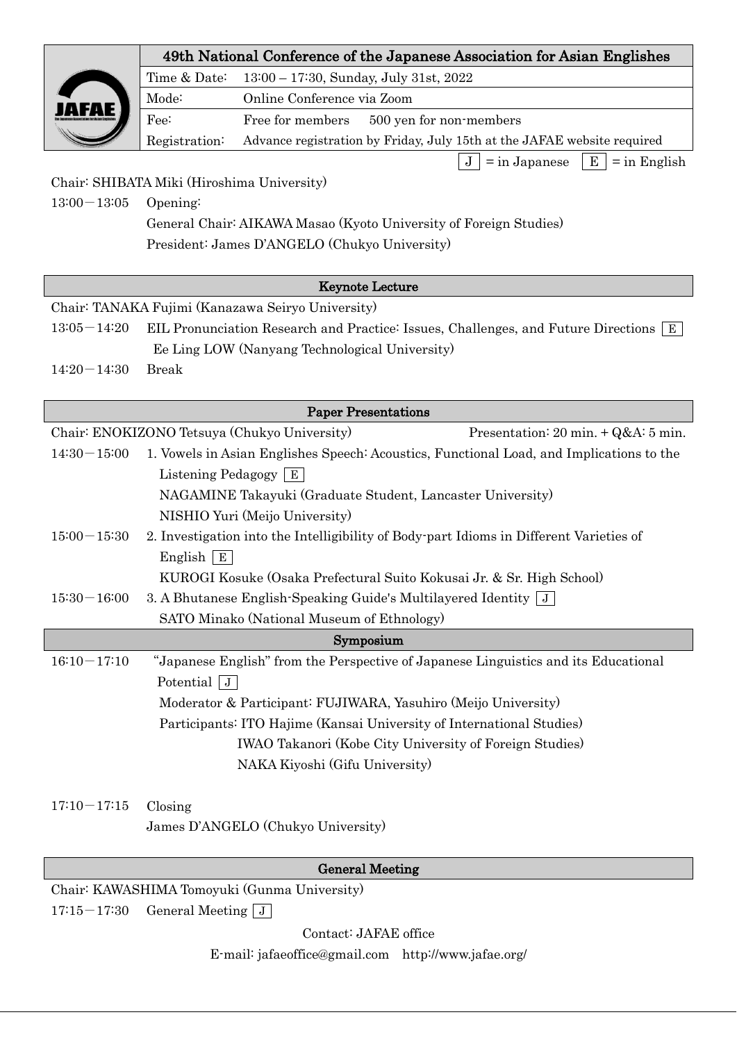| | 49th National Conference of the Japanese Association for Asian Englishes | |
|---|---|---|
| | Time & Date: | 13:00 – 17:30, Sunday, July 31st, 2022 |
| | Mode: | Online Conference via Zoom |
| | Fee: | Free for members 500 yen for non-members |
| | Registration: | Advance registration by Friday, July 15th at the JAFAE website required |

J = in Japanese E = in English

Chair: SHIBATA Miki (Hiroshima University)

13:00－13:05 Opening:
General Chair: AIKAWA Masao (Kyoto University of Foreign Studies)
President: James D'ANGELO (Chukyo University)

## Keynote Lecture

Chair: TANAKA Fujimi (Kanazawa Seiryo University)

13:05－14:20 EIL Pronunciation Research and Practice: Issues, Challenges, and Future Directions E
Ee Ling LOW (Nanyang Technological University)

14:20－14:30 Break

## Paper Presentations

Chair: ENOKIZONO Tetsuya (Chukyo University) Presentation: 20 min. + Q&A: 5 min.

14:30－15:00 1. Vowels in Asian Englishes Speech: Acoustics, Functional Load, and Implications to the Listening Pedagogy E
NAGAMINE Takayuki (Graduate Student, Lancaster University)
NISHIO Yuri (Meijo University)

15:00－15:30 2. Investigation into the Intelligibility of Body-part Idioms in Different Varieties of English E
KUROGI Kosuke (Osaka Prefectural Suito Kokusai Jr. & Sr. High School)

15:30－16:00 3. A Bhutanese English-Speaking Guide's Multilayered Identity J
SATO Minako (National Museum of Ethnology)

## Symposium

16:10－17:10 "Japanese English" from the Perspective of Japanese Linguistics and its Educational Potential J
Moderator & Participant: FUJIWARA, Yasuhiro (Meijo University)
Participants: ITO Hajime (Kansai University of International Studies)
IWAO Takanori (Kobe City University of Foreign Studies)
NAKA Kiyoshi (Gifu University)

17:10－17:15 Closing
James D'ANGELO (Chukyo University)

## General Meeting

Chair: KAWASHIMA Tomoyuki (Gunma University)

17:15－17:30 General Meeting J

Contact: JAFAE office

E-mail: jafaeoffice@gmail.com http://www.jafae.org/